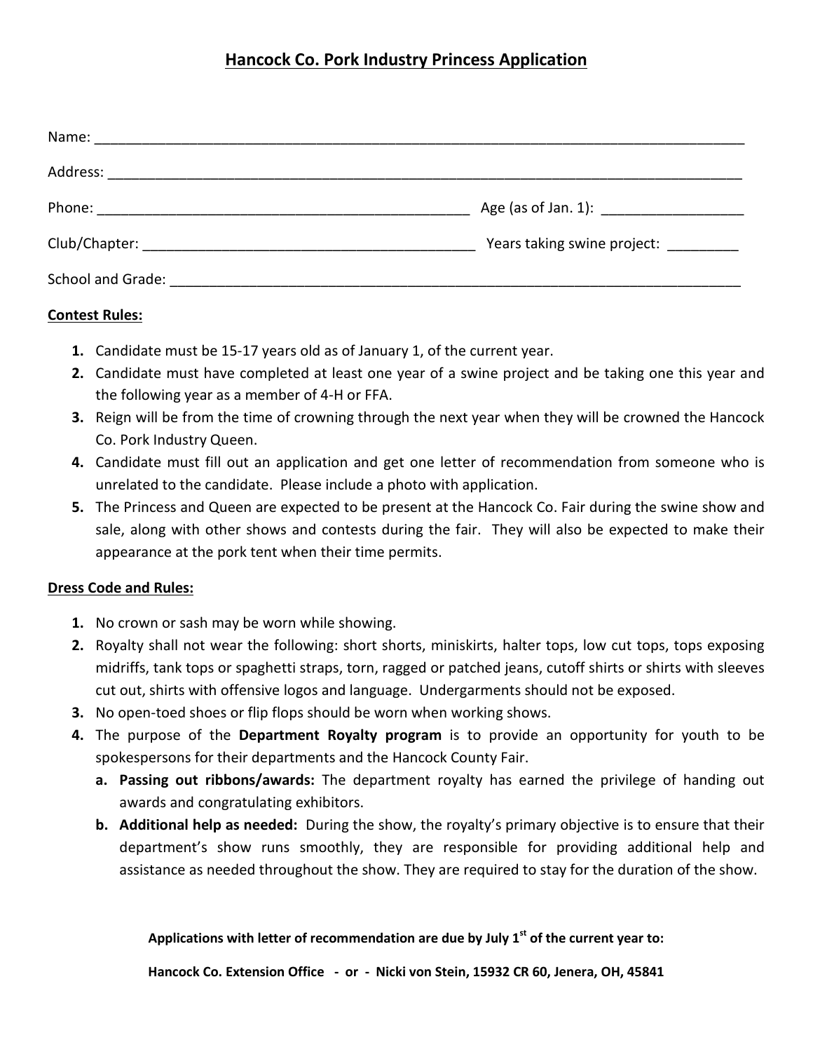# Hancock Co. Pork Industry Princess Application

Name: ____________________________________________________________________________________

Address: __________________________________________________________________________________

Phone: _______________________________________________ Age (as of Jan. 1): __________________

Club/Chapter: __________________________________________ Years taking swine project: _________

School and Grade: __________________________________________________________________________

**Contest Rules:**

1. Candidate must be 15-17 years old as of January 1, of the current year.
2. Candidate must have completed at least one year of a swine project and be taking one this year and the following year as a member of 4-H or FFA.
3. Reign will be from the time of crowning through the next year when they will be crowned the Hancock Co. Pork Industry Queen.
4. Candidate must fill out an application and get one letter of recommendation from someone who is unrelated to the candidate. Please include a photo with application.
5. The Princess and Queen are expected to be present at the Hancock Co. Fair during the swine show and sale, along with other shows and contests during the fair. They will also be expected to make their appearance at the pork tent when their time permits.

**Dress Code and Rules:**

1. No crown or sash may be worn while showing.
2. Royalty shall not wear the following: short shorts, miniskirts, halter tops, low cut tops, tops exposing midriffs, tank tops or spaghetti straps, torn, ragged or patched jeans, cutoff shirts or shirts with sleeves cut out, shirts with offensive logos and language. Undergarments should not be exposed.
3. No open-toed shoes or flip flops should be worn when working shows.
4. The purpose of the **Department Royalty program** is to provide an opportunity for youth to be spokespersons for their departments and the Hancock County Fair.
   a. **Passing out ribbons/awards:** The department royalty has earned the privilege of handing out awards and congratulating exhibitors.
   b. **Additional help as needed:** During the show, the royalty's primary objective is to ensure that their department's show runs smoothly, they are responsible for providing additional help and assistance as needed throughout the show. They are required to stay for the duration of the show.

**Applications with letter of recommendation are due by July 1st of the current year to:**

**Hancock Co. Extension Office - or - Nicki von Stein, 15932 CR 60, Jenera, OH, 45841**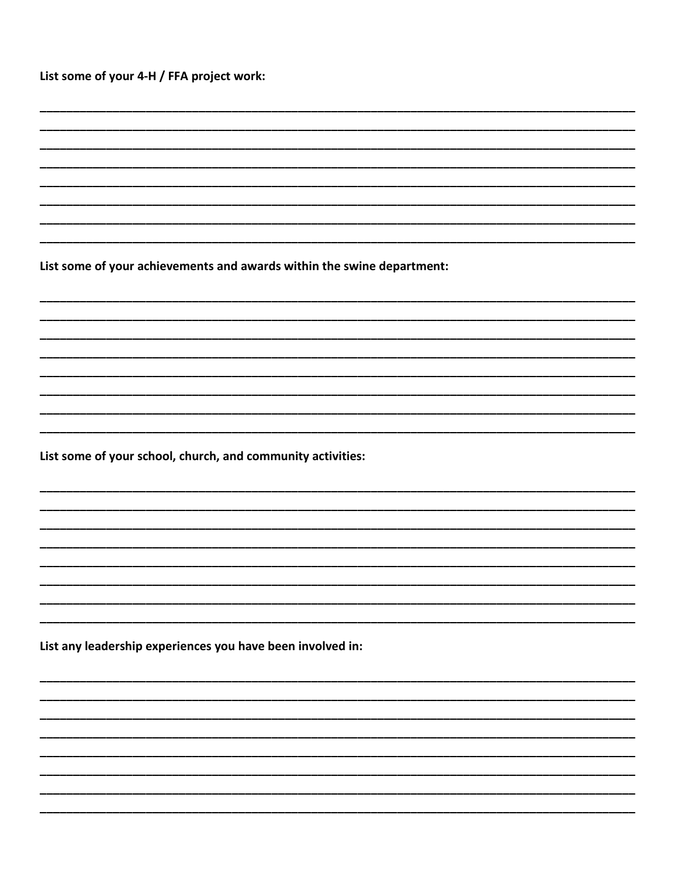**List some of your 4-H / FFA project work:**

________________________________________________________________________________________________
________________________________________________________________________________________________
________________________________________________________________________________________________
________________________________________________________________________________________________
________________________________________________________________________________________________
________________________________________________________________________________________________
________________________________________________________________________________________________
________________________________________________________________________________________________

**List some of your achievements and awards within the swine department:**

________________________________________________________________________________________________
________________________________________________________________________________________________
________________________________________________________________________________________________
________________________________________________________________________________________________
________________________________________________________________________________________________
________________________________________________________________________________________________
________________________________________________________________________________________________
________________________________________________________________________________________________

**List some of your school, church, and community activities:**

________________________________________________________________________________________________
________________________________________________________________________________________________
________________________________________________________________________________________________
________________________________________________________________________________________________
________________________________________________________________________________________________
________________________________________________________________________________________________
________________________________________________________________________________________________
________________________________________________________________________________________________

**List any leadership experiences you have been involved in:**

________________________________________________________________________________________________
________________________________________________________________________________________________
________________________________________________________________________________________________
________________________________________________________________________________________________
________________________________________________________________________________________________
________________________________________________________________________________________________
________________________________________________________________________________________________
________________________________________________________________________________________________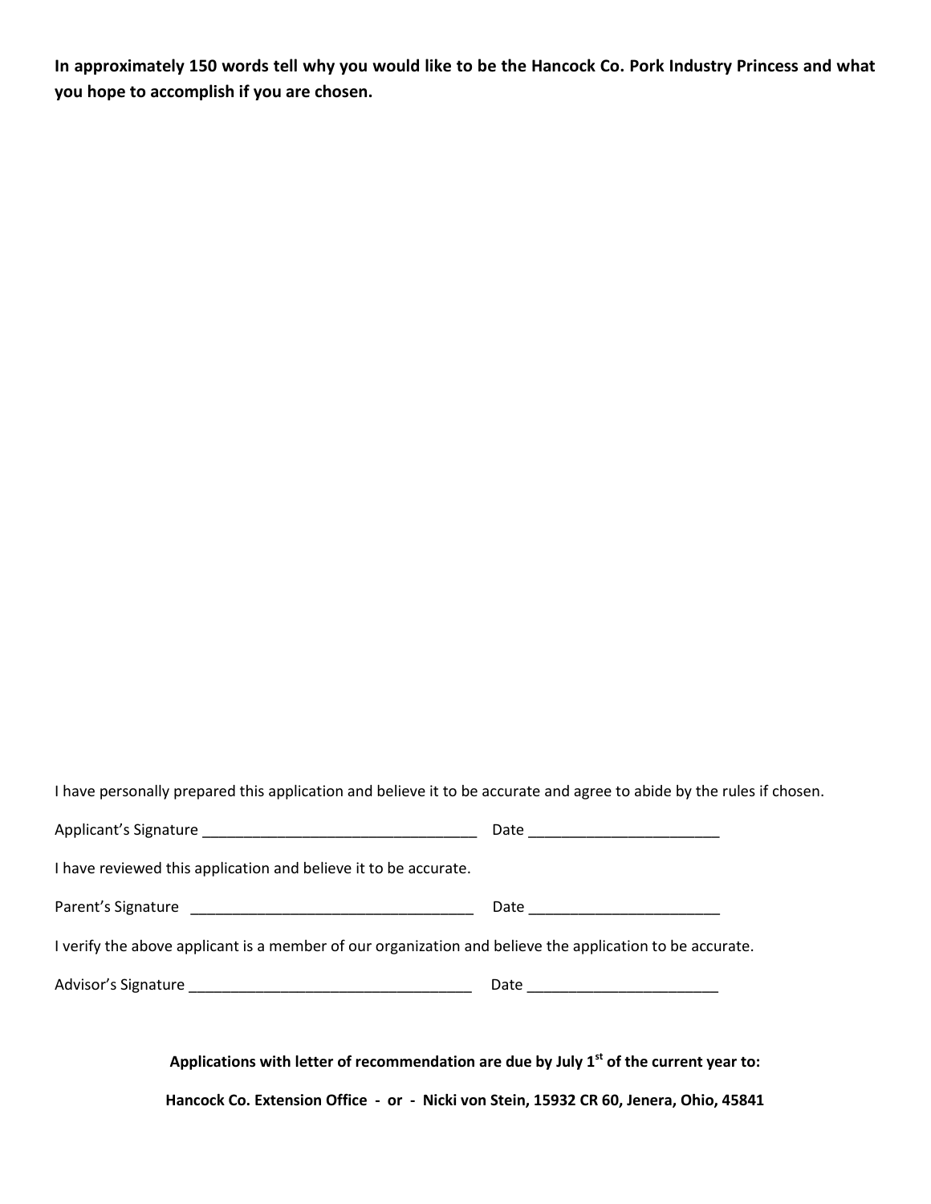**In approximately 150 words tell why you would like to be the Hancock Co. Pork Industry Princess and what you hope to accomplish if you are chosen.**

I have personally prepared this application and believe it to be accurate and agree to abide by the rules if chosen.

Applicant's Signature __________________________________ Date ________________________

I have reviewed this application and believe it to be accurate.

Parent's Signature ___________________________________ Date ________________________

I verify the above applicant is a member of our organization and believe the application to be accurate.

Advisor's Signature ___________________________________ Date ________________________

**Applications with letter of recommendation are due by July 1st of the current year to:**

**Hancock Co. Extension Office - or - Nicki von Stein, 15932 CR 60, Jenera, Ohio, 45841**